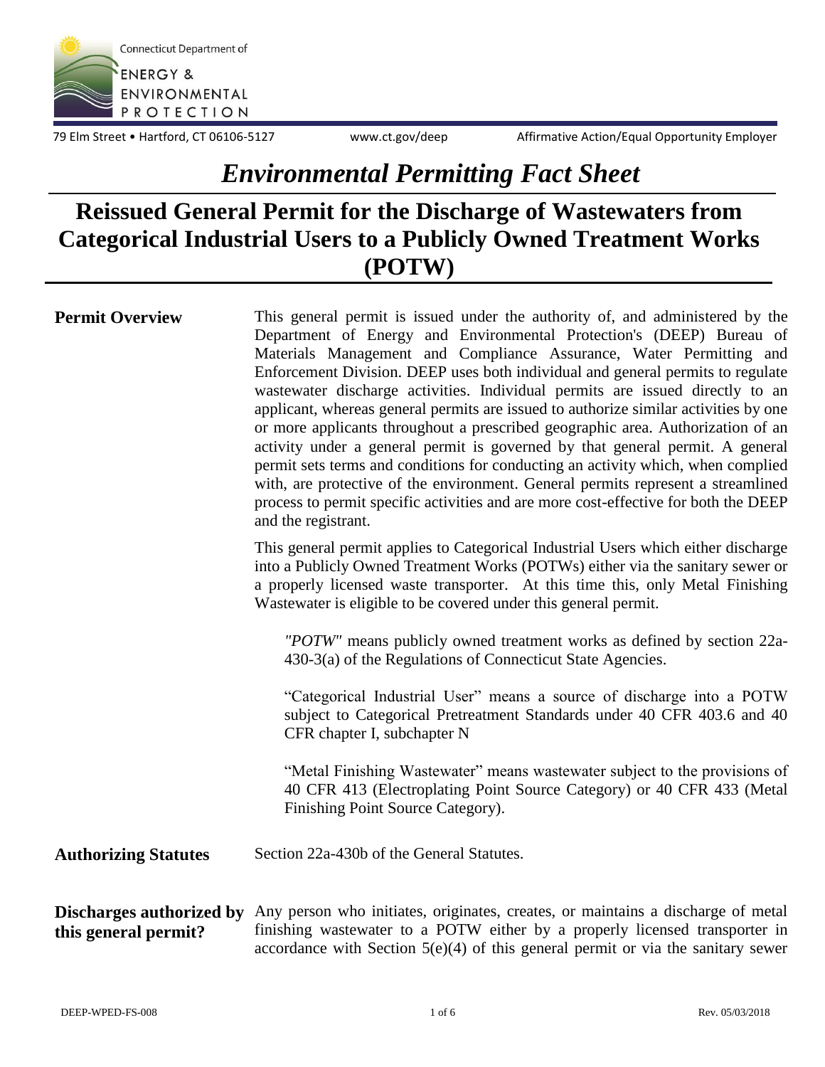Connecticut Department of

ENERGY & ENVIRONMENTAL PROTECTION

79 Elm Street • Hartford, CT 06106-5127 www.ct.gov/deep Affirmative Action/Equal Opportunity Employer

# *Environmental Permitting Fact Sheet*

## Reissued General Permit for the Discharge of Wastewaters from Categorical Industrial Users to a Publicly Owned Treatment Works (POTW)

**Permit Overview**

This general permit is issued under the authority of, and administered by the Department of Energy and Environmental Protection's (DEEP) Bureau of Materials Management and Compliance Assurance, Water Permitting and Enforcement Division. DEEP uses both individual and general permits to regulate wastewater discharge activities. Individual permits are issued directly to an applicant, whereas general permits are issued to authorize similar activities by one or more applicants throughout a prescribed geographic area. Authorization of an activity under a general permit is governed by that general permit. A general permit sets terms and conditions for conducting an activity which, when complied with, are protective of the environment. General permits represent a streamlined process to permit specific activities and are more cost-effective for both the DEEP and the registrant.

This general permit applies to Categorical Industrial Users which either discharge into a Publicly Owned Treatment Works (POTWs) either via the sanitary sewer or a properly licensed waste transporter. At this time this, only Metal Finishing Wastewater is eligible to be covered under this general permit.

> *"POTW"* means publicly owned treatment works as defined by section 22a-430-3(a) of the Regulations of Connecticut State Agencies.
>
> "Categorical Industrial User" means a source of discharge into a POTW subject to Categorical Pretreatment Standards under 40 CFR 403.6 and 40 CFR chapter I, subchapter N
>
> "Metal Finishing Wastewater" means wastewater subject to the provisions of 40 CFR 413 (Electroplating Point Source Category) or 40 CFR 433 (Metal Finishing Point Source Category).

**Authorizing Statutes**

Section 22a-430b of the General Statutes.

**Discharges authorized by this general permit?**

Any person who initiates, originates, creates, or maintains a discharge of metal finishing wastewater to a POTW either by a properly licensed transporter in accordance with Section 5(e)(4) of this general permit or via the sanitary sewer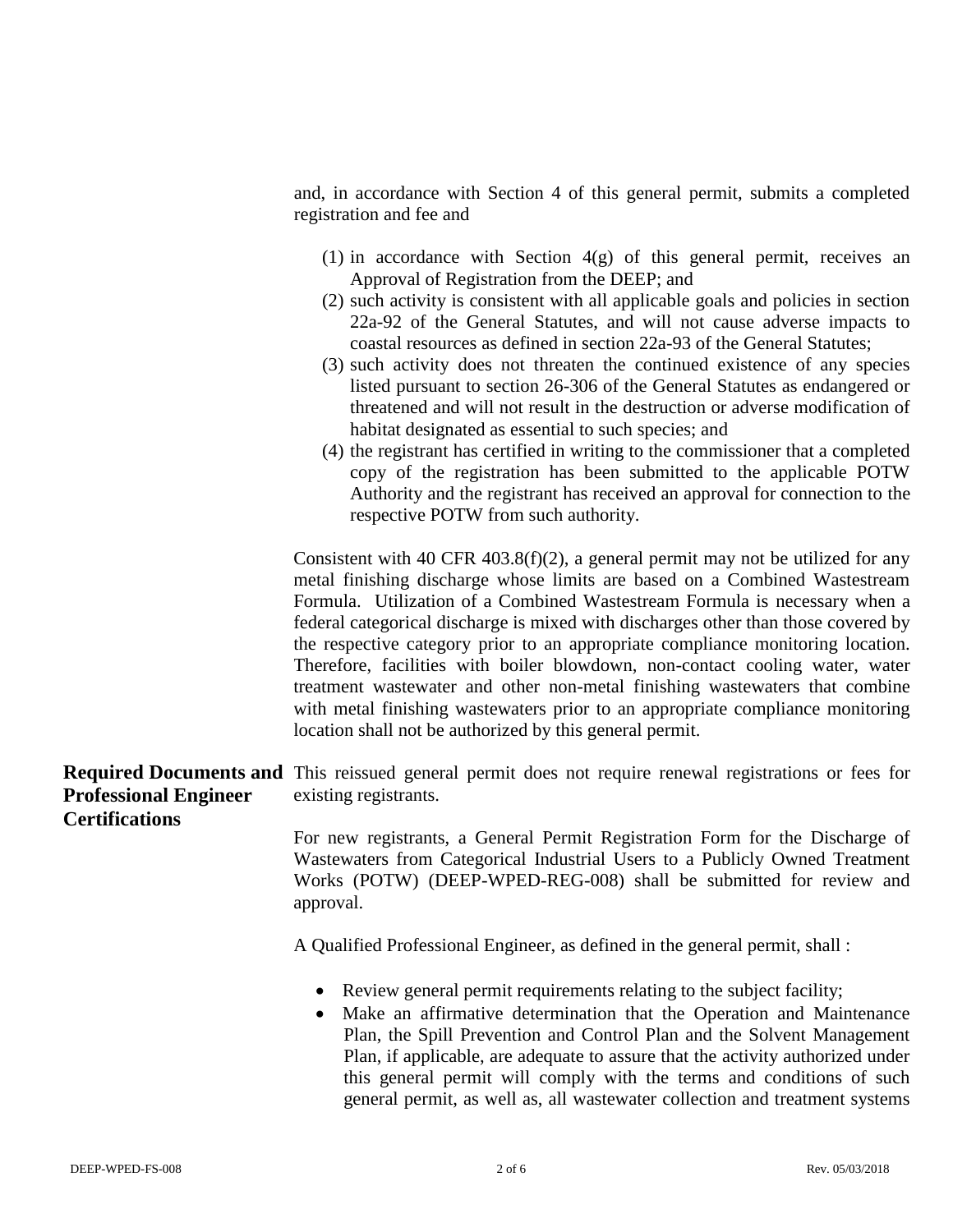and, in accordance with Section 4 of this general permit, submits a completed registration and fee and

(1) in accordance with Section 4(g) of this general permit, receives an Approval of Registration from the DEEP; and
(2) such activity is consistent with all applicable goals and policies in section 22a-92 of the General Statutes, and will not cause adverse impacts to coastal resources as defined in section 22a-93 of the General Statutes;
(3) such activity does not threaten the continued existence of any species listed pursuant to section 26-306 of the General Statutes as endangered or threatened and will not result in the destruction or adverse modification of habitat designated as essential to such species; and
(4) the registrant has certified in writing to the commissioner that a completed copy of the registration has been submitted to the applicable POTW Authority and the registrant has received an approval for connection to the respective POTW from such authority.

Consistent with 40 CFR 403.8(f)(2), a general permit may not be utilized for any metal finishing discharge whose limits are based on a Combined Wastestream Formula. Utilization of a Combined Wastestream Formula is necessary when a federal categorical discharge is mixed with discharges other than those covered by the respective category prior to an appropriate compliance monitoring location. Therefore, facilities with boiler blowdown, non-contact cooling water, water treatment wastewater and other non-metal finishing wastewaters that combine with metal finishing wastewaters prior to an appropriate compliance monitoring location shall not be authorized by this general permit.

## Required Documents and Professional Engineer Certifications

This reissued general permit does not require renewal registrations or fees for existing registrants.

For new registrants, a General Permit Registration Form for the Discharge of Wastewaters from Categorical Industrial Users to a Publicly Owned Treatment Works (POTW) (DEEP-WPED-REG-008) shall be submitted for review and approval.

A Qualified Professional Engineer, as defined in the general permit, shall :

- Review general permit requirements relating to the subject facility;
- Make an affirmative determination that the Operation and Maintenance Plan, the Spill Prevention and Control Plan and the Solvent Management Plan, if applicable, are adequate to assure that the activity authorized under this general permit will comply with the terms and conditions of such general permit, as well as, all wastewater collection and treatment systems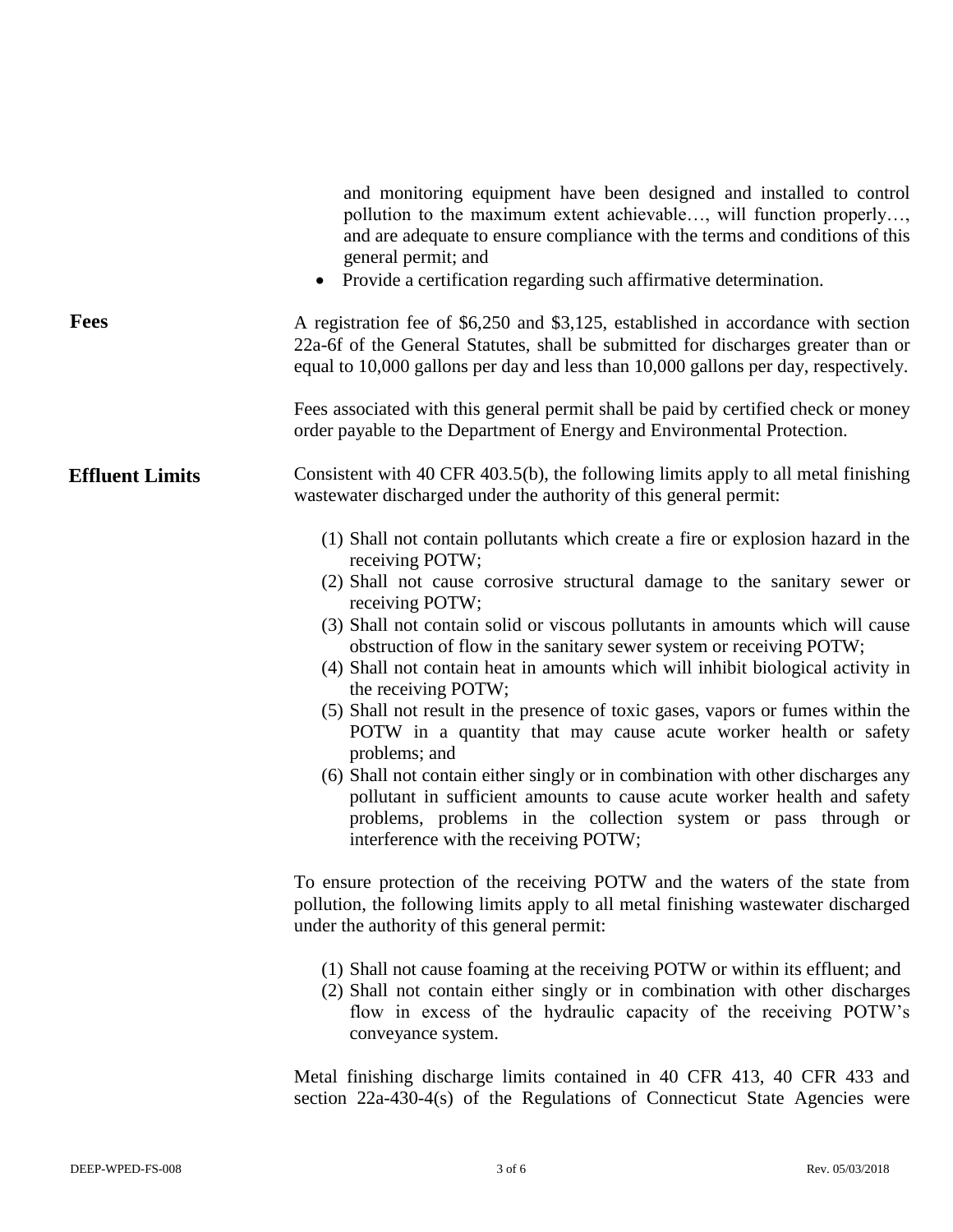and monitoring equipment have been designed and installed to control pollution to the maximum extent achievable…, will function properly…, and are adequate to ensure compliance with the terms and conditions of this general permit; and

- Provide a certification regarding such affirmative determination.

**Fees**

A registration fee of $6,250 and $3,125, established in accordance with section 22a-6f of the General Statutes, shall be submitted for discharges greater than or equal to 10,000 gallons per day and less than 10,000 gallons per day, respectively.

Fees associated with this general permit shall be paid by certified check or money order payable to the Department of Energy and Environmental Protection.

**Effluent Limits**

Consistent with 40 CFR 403.5(b), the following limits apply to all metal finishing wastewater discharged under the authority of this general permit:

(1) Shall not contain pollutants which create a fire or explosion hazard in the receiving POTW;
(2) Shall not cause corrosive structural damage to the sanitary sewer or receiving POTW;
(3) Shall not contain solid or viscous pollutants in amounts which will cause obstruction of flow in the sanitary sewer system or receiving POTW;
(4) Shall not contain heat in amounts which will inhibit biological activity in the receiving POTW;
(5) Shall not result in the presence of toxic gases, vapors or fumes within the POTW in a quantity that may cause acute worker health or safety problems; and
(6) Shall not contain either singly or in combination with other discharges any pollutant in sufficient amounts to cause acute worker health and safety problems, problems in the collection system or pass through or interference with the receiving POTW;

To ensure protection of the receiving POTW and the waters of the state from pollution, the following limits apply to all metal finishing wastewater discharged under the authority of this general permit:

(1) Shall not cause foaming at the receiving POTW or within its effluent; and
(2) Shall not contain either singly or in combination with other discharges flow in excess of the hydraulic capacity of the receiving POTW's conveyance system.

Metal finishing discharge limits contained in 40 CFR 413, 40 CFR 433 and section 22a-430-4(s) of the Regulations of Connecticut State Agencies were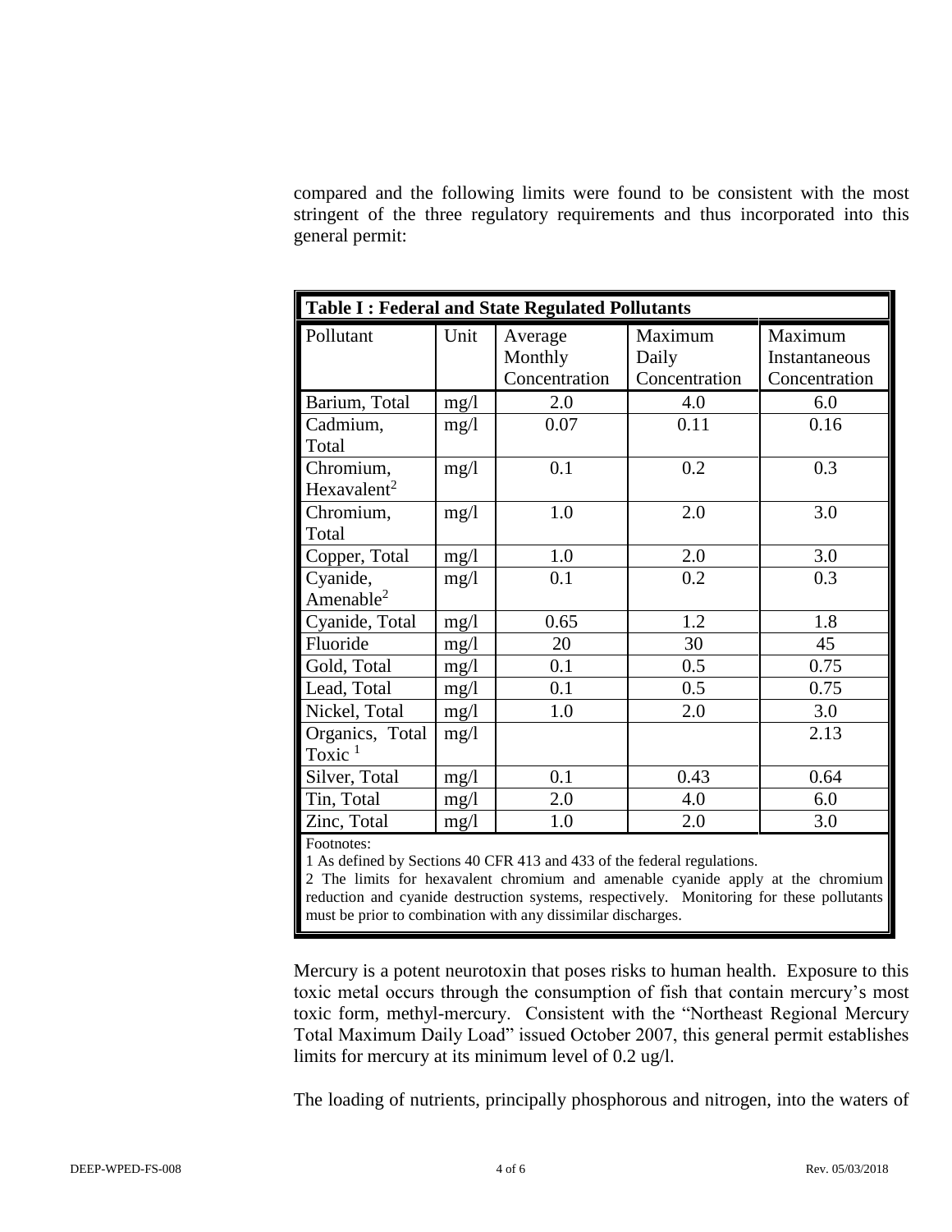compared and the following limits were found to be consistent with the most stringent of the three regulatory requirements and thus incorporated into this general permit:

**Table I : Federal and State Regulated Pollutants**

| Pollutant | Unit | Average Monthly Concentration | Maximum Daily Concentration | Maximum Instantaneous Concentration |
|---|---|---|---|---|
| Barium, Total | mg/l | 2.0 | 4.0 | 6.0 |
| Cadmium, Total | mg/l | 0.07 | 0.11 | 0.16 |
| Chromium, Hexavalent[2] | mg/l | 0.1 | 0.2 | 0.3 |
| Chromium, Total | mg/l | 1.0 | 2.0 | 3.0 |
| Copper, Total | mg/l | 1.0 | 2.0 | 3.0 |
| Cyanide, Amenable[2] | mg/l | 0.1 | 0.2 | 0.3 |
| Cyanide, Total | mg/l | 0.65 | 1.2 | 1.8 |
| Fluoride | mg/l | 20 | 30 | 45 |
| Gold, Total | mg/l | 0.1 | 0.5 | 0.75 |
| Lead, Total | mg/l | 0.1 | 0.5 | 0.75 |
| Nickel, Total | mg/l | 1.0 | 2.0 | 3.0 |
| Organics, Total Toxic [1] | mg/l | | | 2.13 |
| Silver, Total | mg/l | 0.1 | 0.43 | 0.64 |
| Tin, Total | mg/l | 2.0 | 4.0 | 6.0 |
| Zinc, Total | mg/l | 1.0 | 2.0 | 3.0 |

Footnotes:

1 As defined by Sections 40 CFR 413 and 433 of the federal regulations.

2 The limits for hexavalent chromium and amenable cyanide apply at the chromium reduction and cyanide destruction systems, respectively. Monitoring for these pollutants must be prior to combination with any dissimilar discharges.

Mercury is a potent neurotoxin that poses risks to human health. Exposure to this toxic metal occurs through the consumption of fish that contain mercury's most toxic form, methyl-mercury. Consistent with the "Northeast Regional Mercury Total Maximum Daily Load" issued October 2007, this general permit establishes limits for mercury at its minimum level of 0.2 ug/l.

The loading of nutrients, principally phosphorous and nitrogen, into the waters of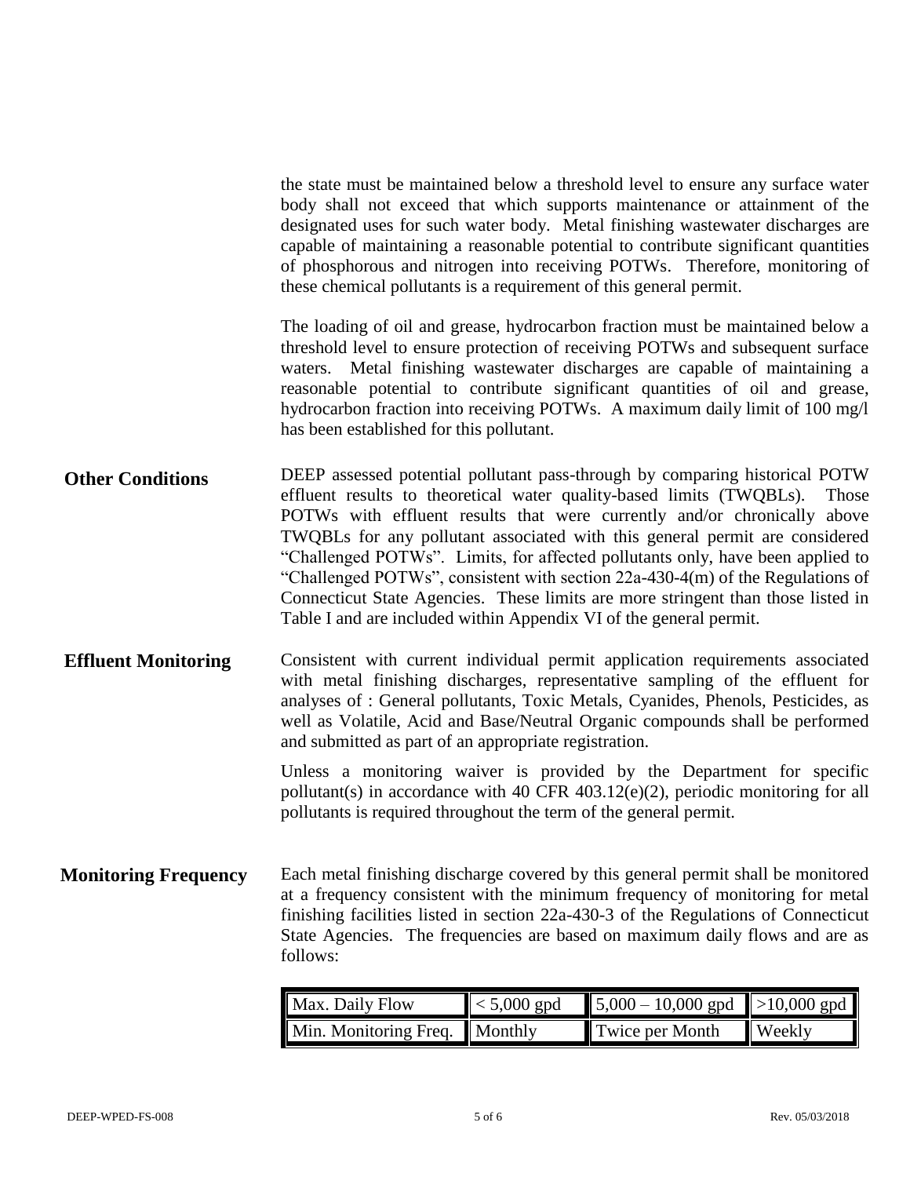the state must be maintained below a threshold level to ensure any surface water body shall not exceed that which supports maintenance or attainment of the designated uses for such water body. Metal finishing wastewater discharges are capable of maintaining a reasonable potential to contribute significant quantities of phosphorous and nitrogen into receiving POTWs. Therefore, monitoring of these chemical pollutants is a requirement of this general permit.

The loading of oil and grease, hydrocarbon fraction must be maintained below a threshold level to ensure protection of receiving POTWs and subsequent surface waters. Metal finishing wastewater discharges are capable of maintaining a reasonable potential to contribute significant quantities of oil and grease, hydrocarbon fraction into receiving POTWs. A maximum daily limit of 100 mg/l has been established for this pollutant.

**Other Conditions**

DEEP assessed potential pollutant pass-through by comparing historical POTW effluent results to theoretical water quality-based limits (TWQBLs). Those POTWs with effluent results that were currently and/or chronically above TWQBLs for any pollutant associated with this general permit are considered "Challenged POTWs". Limits, for affected pollutants only, have been applied to "Challenged POTWs", consistent with section 22a-430-4(m) of the Regulations of Connecticut State Agencies. These limits are more stringent than those listed in Table I and are included within Appendix VI of the general permit.

**Effluent Monitoring**

Consistent with current individual permit application requirements associated with metal finishing discharges, representative sampling of the effluent for analyses of : General pollutants, Toxic Metals, Cyanides, Phenols, Pesticides, as well as Volatile, Acid and Base/Neutral Organic compounds shall be performed and submitted as part of an appropriate registration.

Unless a monitoring waiver is provided by the Department for specific pollutant(s) in accordance with 40 CFR 403.12(e)(2), periodic monitoring for all pollutants is required throughout the term of the general permit.

**Monitoring Frequency**

Each metal finishing discharge covered by this general permit shall be monitored at a frequency consistent with the minimum frequency of monitoring for metal finishing facilities listed in section 22a-430-3 of the Regulations of Connecticut State Agencies. The frequencies are based on maximum daily flows and are as follows:

| Max. Daily Flow | < 5,000 gpd | 5,000 – 10,000 gpd | >10,000 gpd |
|---|---|---|---|
| Min. Monitoring Freq. | Monthly | Twice per Month | Weekly |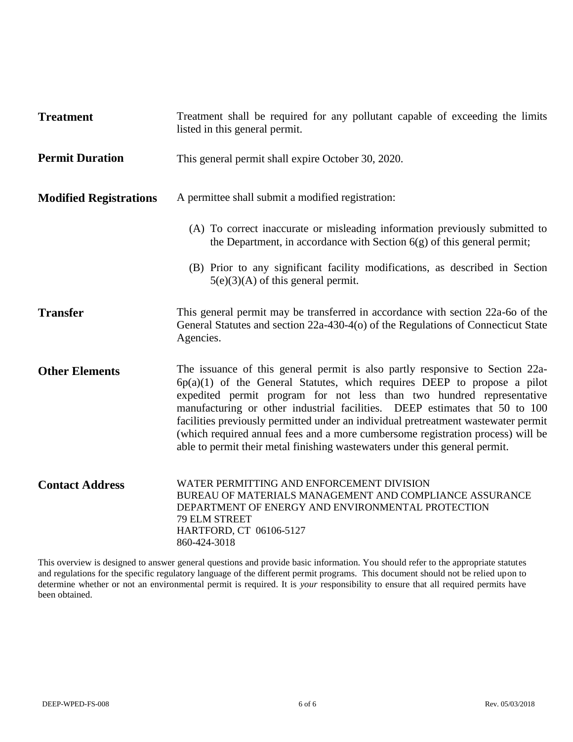**Treatment**

Treatment shall be required for any pollutant capable of exceeding the limits listed in this general permit.

**Permit Duration**

This general permit shall expire October 30, 2020.

**Modified Registrations**

A permittee shall submit a modified registration:

(A) To correct inaccurate or misleading information previously submitted to the Department, in accordance with Section 6(g) of this general permit;

(B) Prior to any significant facility modifications, as described in Section 5(e)(3)(A) of this general permit.

**Transfer**

This general permit may be transferred in accordance with section 22a-6o of the General Statutes and section 22a-430-4(o) of the Regulations of Connecticut State Agencies.

**Other Elements**

The issuance of this general permit is also partly responsive to Section 22a-6p(a)(1) of the General Statutes, which requires DEEP to propose a pilot expedited permit program for not less than two hundred representative manufacturing or other industrial facilities. DEEP estimates that 50 to 100 facilities previously permitted under an individual pretreatment wastewater permit (which required annual fees and a more cumbersome registration process) will be able to permit their metal finishing wastewaters under this general permit.

**Contact Address**

WATER PERMITTING AND ENFORCEMENT DIVISION
BUREAU OF MATERIALS MANAGEMENT AND COMPLIANCE ASSURANCE
DEPARTMENT OF ENERGY AND ENVIRONMENTAL PROTECTION
79 ELM STREET
HARTFORD, CT 06106-5127
860-424-3018

This overview is designed to answer general questions and provide basic information. You should refer to the appropriate statutes and regulations for the specific regulatory language of the different permit programs. This document should not be relied upon to determine whether or not an environmental permit is required. It is *your* responsibility to ensure that all required permits have been obtained.